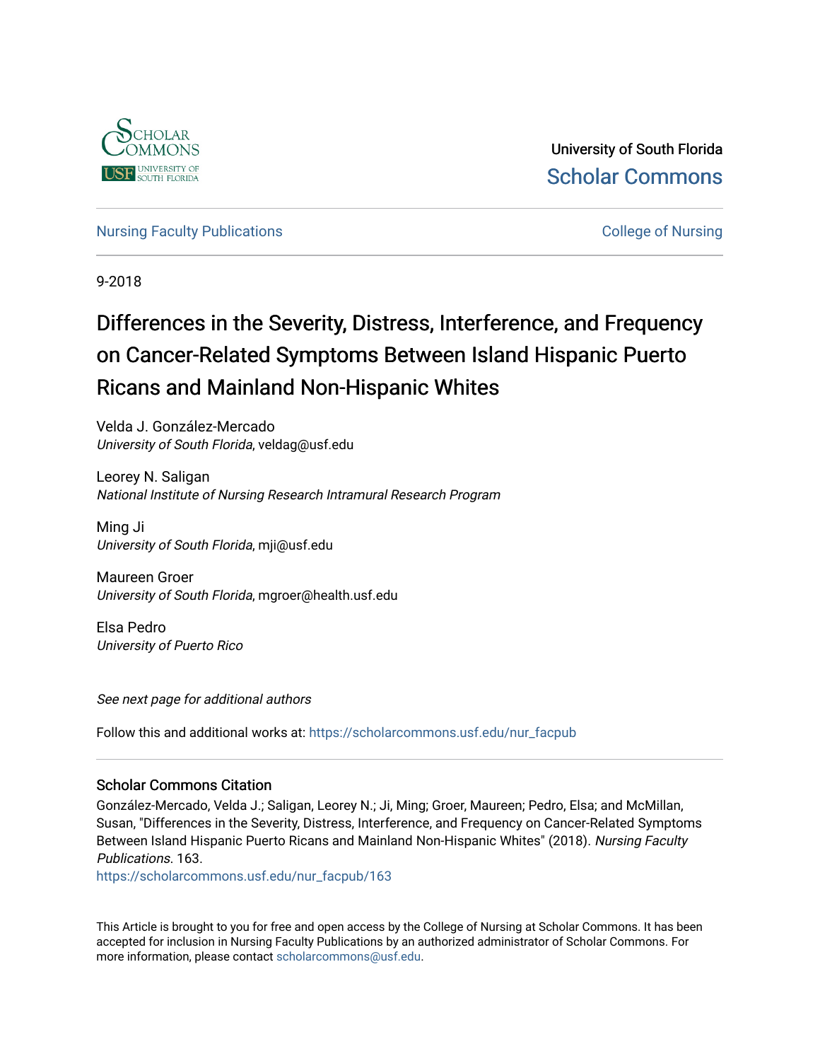University of South Florida

Scholar Commons

Nursing Faculty Publications

College of Nursing

9-2018

# Differences in the Severity, Distress, Interference, and Frequency on Cancer-Related Symptoms Between Island Hispanic Puerto Ricans and Mainland Non-Hispanic Whites

Velda J. González-Mercado
*University of South Florida*, veldag@usf.edu

Leorey N. Saligan
*National Institute of Nursing Research Intramural Research Program*

Ming Ji
*University of South Florida*, mji@usf.edu

Maureen Groer
*University of South Florida*, mgroer@health.usf.edu

Elsa Pedro
*University of Puerto Rico*

*See next page for additional authors*

Follow this and additional works at: https://scholarcommons.usf.edu/nur_facpub

## Scholar Commons Citation

González-Mercado, Velda J.; Saligan, Leorey N.; Ji, Ming; Groer, Maureen; Pedro, Elsa; and McMillan, Susan, "Differences in the Severity, Distress, Interference, and Frequency on Cancer-Related Symptoms Between Island Hispanic Puerto Ricans and Mainland Non-Hispanic Whites" (2018). *Nursing Faculty Publications*. 163.
https://scholarcommons.usf.edu/nur_facpub/163

This Article is brought to you for free and open access by the College of Nursing at Scholar Commons. It has been accepted for inclusion in Nursing Faculty Publications by an authorized administrator of Scholar Commons. For more information, please contact scholarcommons@usf.edu.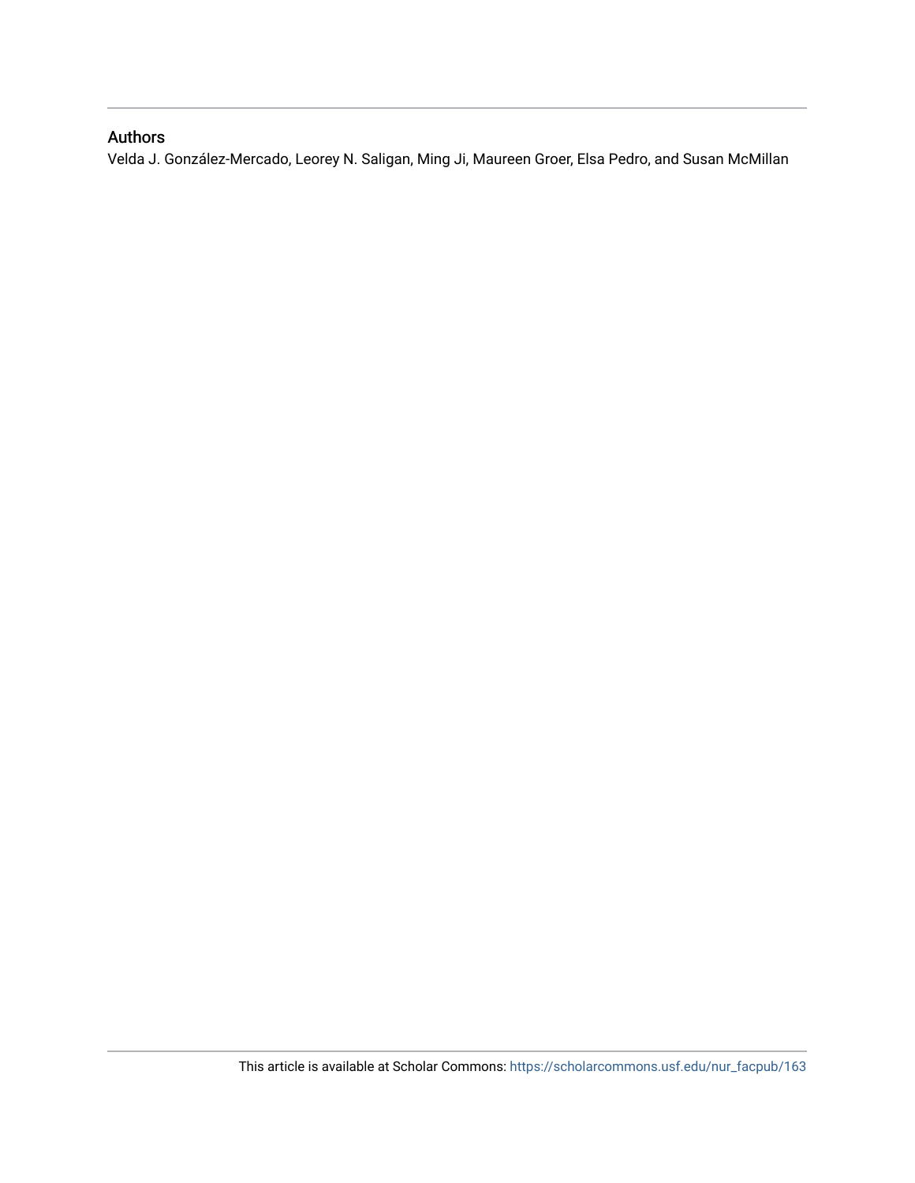## Authors

Velda J. González-Mercado, Leorey N. Saligan, Ming Ji, Maureen Groer, Elsa Pedro, and Susan McMillan

This article is available at Scholar Commons: https://scholarcommons.usf.edu/nur_facpub/163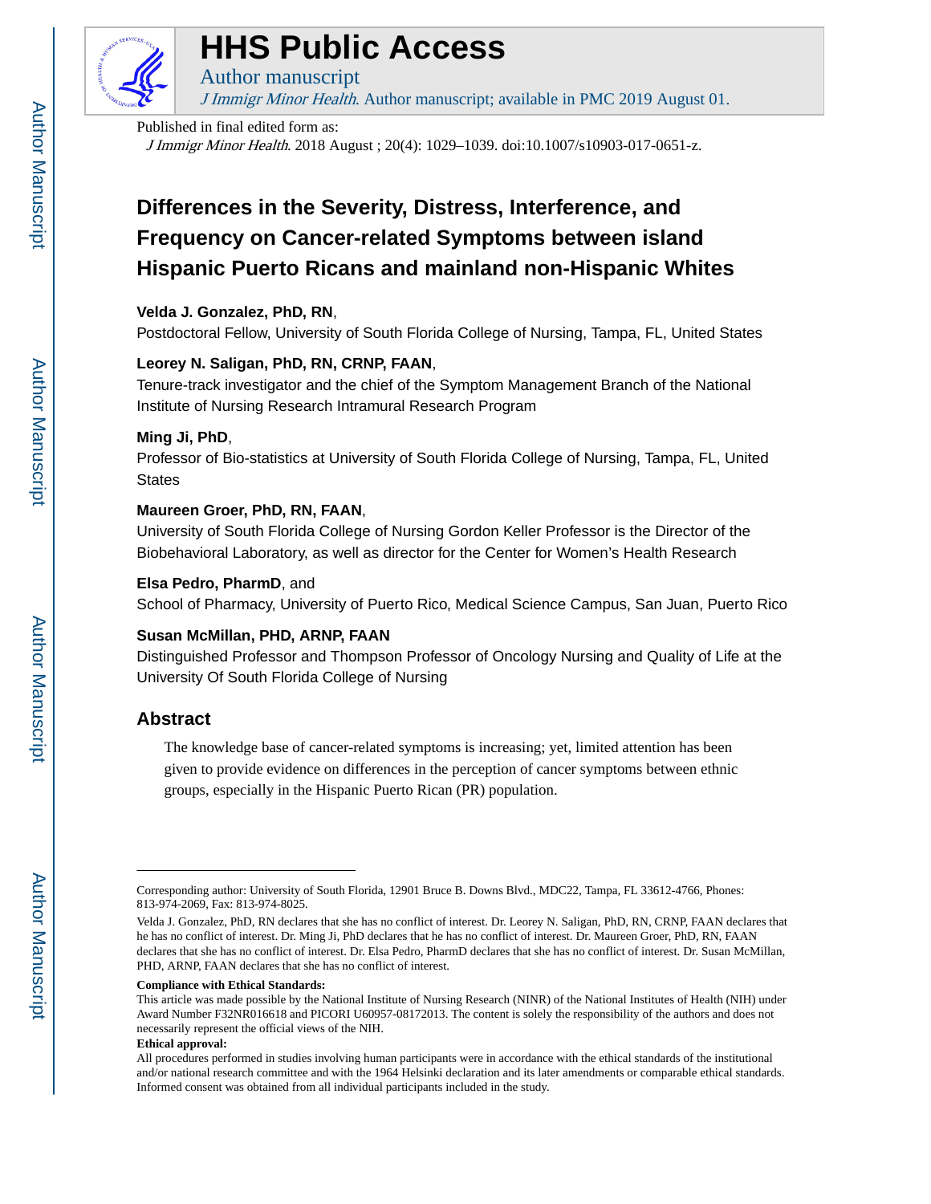Published in final edited form as:

*J Immigr Minor Health*. 2018 August ; 20(4): 1029–1039. doi:10.1007/s10903-017-0651-z.

# Differences in the Severity, Distress, Interference, and Frequency on Cancer-related Symptoms between island Hispanic Puerto Ricans and mainland non-Hispanic Whites

**Velda J. Gonzalez, PhD, RN**,

Postdoctoral Fellow, University of South Florida College of Nursing, Tampa, FL, United States

**Leorey N. Saligan, PhD, RN, CRNP, FAAN**,

Tenure-track investigator and the chief of the Symptom Management Branch of the National Institute of Nursing Research Intramural Research Program

**Ming Ji, PhD**,

Professor of Bio-statistics at University of South Florida College of Nursing, Tampa, FL, United States

**Maureen Groer, PhD, RN, FAAN**,

University of South Florida College of Nursing Gordon Keller Professor is the Director of the Biobehavioral Laboratory, as well as director for the Center for Women's Health Research

**Elsa Pedro, PharmD**, and

School of Pharmacy, University of Puerto Rico, Medical Science Campus, San Juan, Puerto Rico

**Susan McMillan, PHD, ARNP, FAAN**

Distinguished Professor and Thompson Professor of Oncology Nursing and Quality of Life at the University Of South Florida College of Nursing

## Abstract

The knowledge base of cancer-related symptoms is increasing; yet, limited attention has been given to provide evidence on differences in the perception of cancer symptoms between ethnic groups, especially in the Hispanic Puerto Rican (PR) population.

---

Corresponding author: University of South Florida, 12901 Bruce B. Downs Blvd., MDC22, Tampa, FL 33612-4766, Phones: 813-974-2069, Fax: 813-974-8025.

Velda J. Gonzalez, PhD, RN declares that she has no conflict of interest. Dr. Leorey N. Saligan, PhD, RN, CRNP, FAAN declares that he has no conflict of interest. Dr. Ming Ji, PhD declares that he has no conflict of interest. Dr. Maureen Groer, PhD, RN, FAAN declares that she has no conflict of interest. Dr. Elsa Pedro, PharmD declares that she has no conflict of interest. Dr. Susan McMillan, PHD, ARNP, FAAN declares that she has no conflict of interest.

**Compliance with Ethical Standards:**

This article was made possible by the National Institute of Nursing Research (NINR) of the National Institutes of Health (NIH) under Award Number F32NR016618 and PICORI U60957-08172013. The content is solely the responsibility of the authors and does not necessarily represent the official views of the NIH.

**Ethical approval:**

All procedures performed in studies involving human participants were in accordance with the ethical standards of the institutional and/or national research committee and with the 1964 Helsinki declaration and its later amendments or comparable ethical standards. Informed consent was obtained from all individual participants included in the study.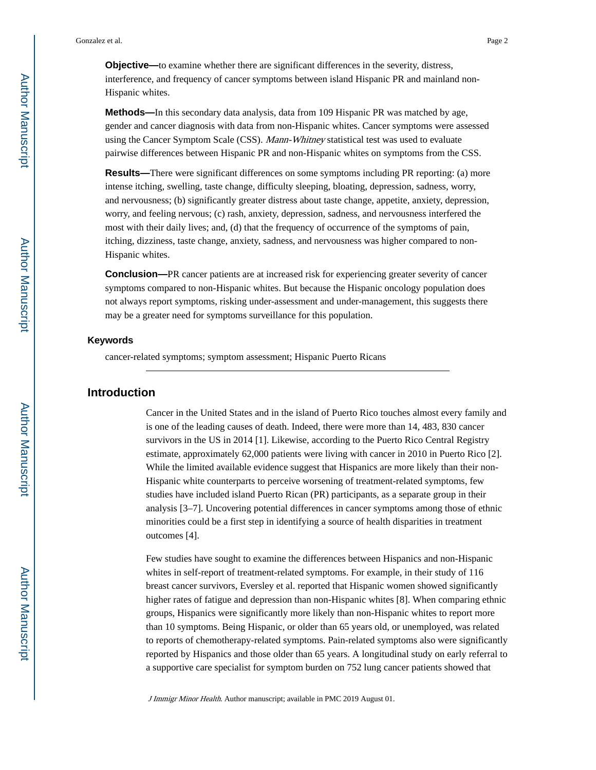**Objective—**to examine whether there are significant differences in the severity, distress, interference, and frequency of cancer symptoms between island Hispanic PR and mainland non-Hispanic whites.

**Methods—**In this secondary data analysis, data from 109 Hispanic PR was matched by age, gender and cancer diagnosis with data from non-Hispanic whites. Cancer symptoms were assessed using the Cancer Symptom Scale (CSS). *Mann-Whitney* statistical test was used to evaluate pairwise differences between Hispanic PR and non-Hispanic whites on symptoms from the CSS.

**Results—**There were significant differences on some symptoms including PR reporting: (a) more intense itching, swelling, taste change, difficulty sleeping, bloating, depression, sadness, worry, and nervousness; (b) significantly greater distress about taste change, appetite, anxiety, depression, worry, and feeling nervous; (c) rash, anxiety, depression, sadness, and nervousness interfered the most with their daily lives; and, (d) that the frequency of occurrence of the symptoms of pain, itching, dizziness, taste change, anxiety, sadness, and nervousness was higher compared to non-Hispanic whites.

**Conclusion—**PR cancer patients are at increased risk for experiencing greater severity of cancer symptoms compared to non-Hispanic whites. But because the Hispanic oncology population does not always report symptoms, risking under-assessment and under-management, this suggests there may be a greater need for symptoms surveillance for this population.

### Keywords

cancer-related symptoms; symptom assessment; Hispanic Puerto Ricans

## Introduction

Cancer in the United States and in the island of Puerto Rico touches almost every family and is one of the leading causes of death. Indeed, there were more than 14, 483, 830 cancer survivors in the US in 2014 [1]. Likewise, according to the Puerto Rico Central Registry estimate, approximately 62,000 patients were living with cancer in 2010 in Puerto Rico [2]. While the limited available evidence suggest that Hispanics are more likely than their non-Hispanic white counterparts to perceive worsening of treatment-related symptoms, few studies have included island Puerto Rican (PR) participants, as a separate group in their analysis [3–7]. Uncovering potential differences in cancer symptoms among those of ethnic minorities could be a first step in identifying a source of health disparities in treatment outcomes [4].

Few studies have sought to examine the differences between Hispanics and non-Hispanic whites in self-report of treatment-related symptoms. For example, in their study of 116 breast cancer survivors, Eversley et al. reported that Hispanic women showed significantly higher rates of fatigue and depression than non-Hispanic whites [8]. When comparing ethnic groups, Hispanics were significantly more likely than non-Hispanic whites to report more than 10 symptoms. Being Hispanic, or older than 65 years old, or unemployed, was related to reports of chemotherapy-related symptoms. Pain-related symptoms also were significantly reported by Hispanics and those older than 65 years. A longitudinal study on early referral to a supportive care specialist for symptom burden on 752 lung cancer patients showed that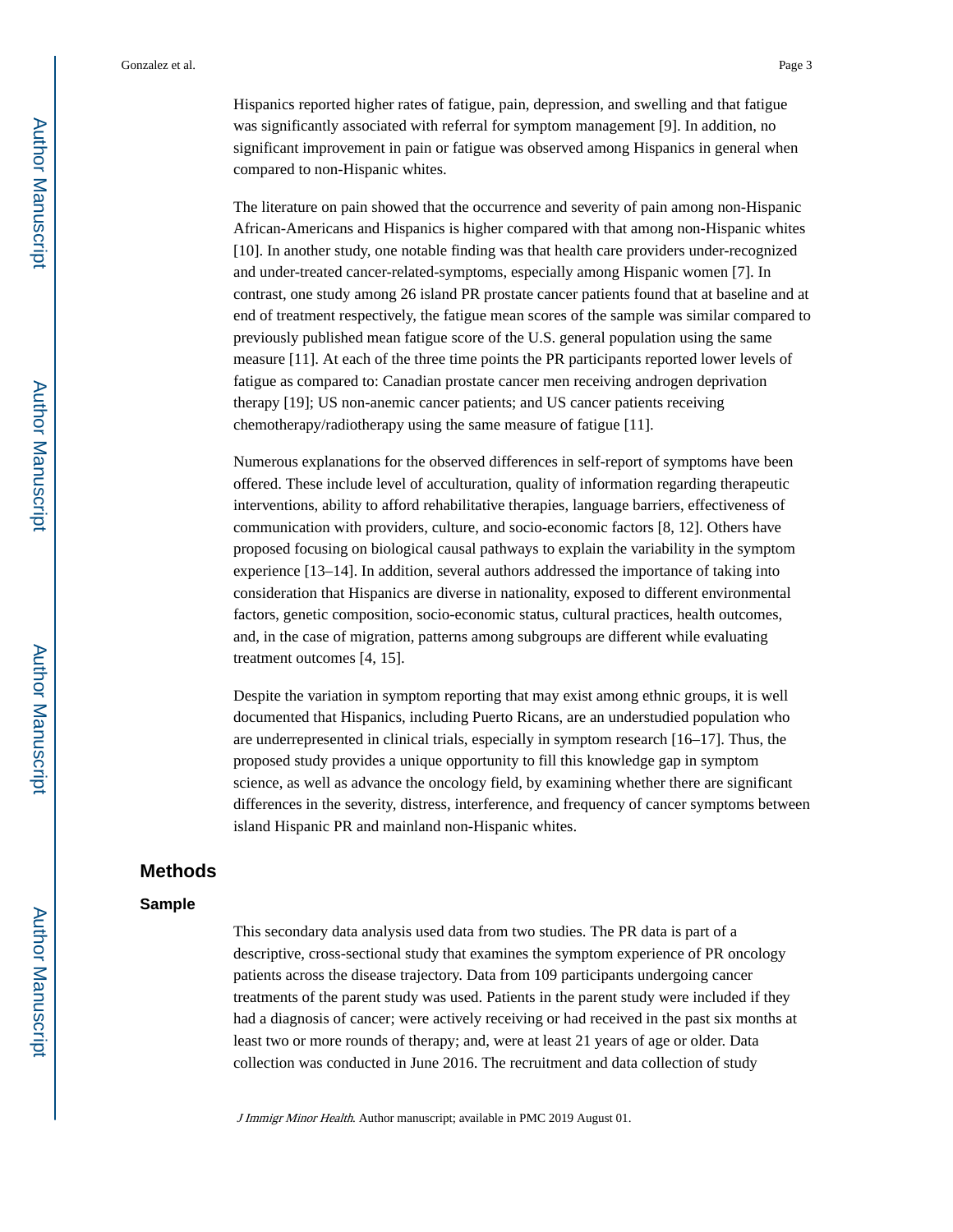Hispanics reported higher rates of fatigue, pain, depression, and swelling and that fatigue was significantly associated with referral for symptom management [9]. In addition, no significant improvement in pain or fatigue was observed among Hispanics in general when compared to non-Hispanic whites.

The literature on pain showed that the occurrence and severity of pain among non-Hispanic African-Americans and Hispanics is higher compared with that among non-Hispanic whites [10]. In another study, one notable finding was that health care providers under-recognized and under-treated cancer-related-symptoms, especially among Hispanic women [7]. In contrast, one study among 26 island PR prostate cancer patients found that at baseline and at end of treatment respectively, the fatigue mean scores of the sample was similar compared to previously published mean fatigue score of the U.S. general population using the same measure [11]. At each of the three time points the PR participants reported lower levels of fatigue as compared to: Canadian prostate cancer men receiving androgen deprivation therapy [19]; US non-anemic cancer patients; and US cancer patients receiving chemotherapy/radiotherapy using the same measure of fatigue [11].

Numerous explanations for the observed differences in self-report of symptoms have been offered. These include level of acculturation, quality of information regarding therapeutic interventions, ability to afford rehabilitative therapies, language barriers, effectiveness of communication with providers, culture, and socio-economic factors [8, 12]. Others have proposed focusing on biological causal pathways to explain the variability in the symptom experience [13–14]. In addition, several authors addressed the importance of taking into consideration that Hispanics are diverse in nationality, exposed to different environmental factors, genetic composition, socio-economic status, cultural practices, health outcomes, and, in the case of migration, patterns among subgroups are different while evaluating treatment outcomes [4, 15].

Despite the variation in symptom reporting that may exist among ethnic groups, it is well documented that Hispanics, including Puerto Ricans, are an understudied population who are underrepresented in clinical trials, especially in symptom research [16–17]. Thus, the proposed study provides a unique opportunity to fill this knowledge gap in symptom science, as well as advance the oncology field, by examining whether there are significant differences in the severity, distress, interference, and frequency of cancer symptoms between island Hispanic PR and mainland non-Hispanic whites.

## Methods

### Sample

This secondary data analysis used data from two studies. The PR data is part of a descriptive, cross-sectional study that examines the symptom experience of PR oncology patients across the disease trajectory. Data from 109 participants undergoing cancer treatments of the parent study was used. Patients in the parent study were included if they had a diagnosis of cancer; were actively receiving or had received in the past six months at least two or more rounds of therapy; and, were at least 21 years of age or older. Data collection was conducted in June 2016. The recruitment and data collection of study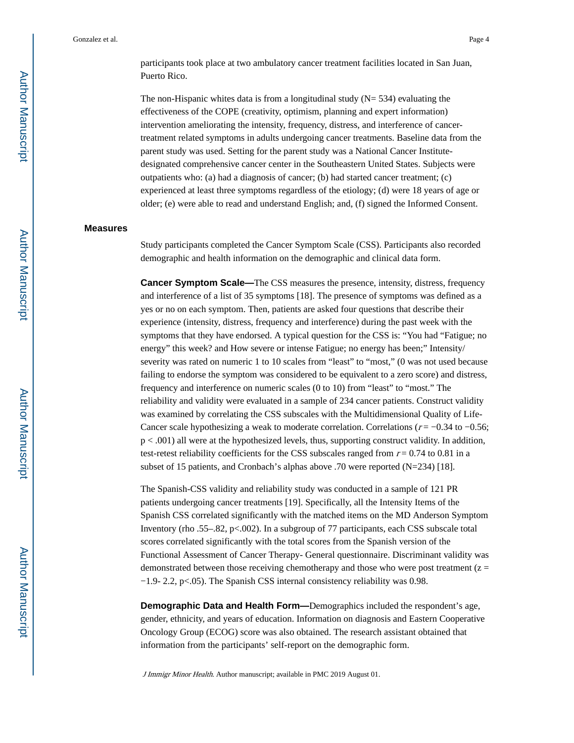participants took place at two ambulatory cancer treatment facilities located in San Juan, Puerto Rico.

The non-Hispanic whites data is from a longitudinal study (N= 534) evaluating the effectiveness of the COPE (creativity, optimism, planning and expert information) intervention ameliorating the intensity, frequency, distress, and interference of cancer-treatment related symptoms in adults undergoing cancer treatments. Baseline data from the parent study was used. Setting for the parent study was a National Cancer Institute-designated comprehensive cancer center in the Southeastern United States. Subjects were outpatients who: (a) had a diagnosis of cancer; (b) had started cancer treatment; (c) experienced at least three symptoms regardless of the etiology; (d) were 18 years of age or older; (e) were able to read and understand English; and, (f) signed the Informed Consent.

## Measures

Study participants completed the Cancer Symptom Scale (CSS). Participants also recorded demographic and health information on the demographic and clinical data form.

**Cancer Symptom Scale—**The CSS measures the presence, intensity, distress, frequency and interference of a list of 35 symptoms [18]. The presence of symptoms was defined as a yes or no on each symptom. Then, patients are asked four questions that describe their experience (intensity, distress, frequency and interference) during the past week with the symptoms that they have endorsed. A typical question for the CSS is: "You had "Fatigue; no energy" this week? and How severe or intense Fatigue; no energy has been;" Intensity/severity was rated on numeric 1 to 10 scales from "least" to "most," (0 was not used because failing to endorse the symptom was considered to be equivalent to a zero score) and distress, frequency and interference on numeric scales (0 to 10) from "least" to "most." The reliability and validity were evaluated in a sample of 234 cancer patients. Construct validity was examined by correlating the CSS subscales with the Multidimensional Quality of Life-Cancer scale hypothesizing a weak to moderate correlation. Correlations ($r = -0.34$ to $-0.56$; $p < .001$) all were at the hypothesized levels, thus, supporting construct validity. In addition, test-retest reliability coefficients for the CSS subscales ranged from $r = 0.74$ to 0.81 in a subset of 15 patients, and Cronbach's alphas above .70 were reported (N=234) [18].

The Spanish-CSS validity and reliability study was conducted in a sample of 121 PR patients undergoing cancer treatments [19]. Specifically, all the Intensity Items of the Spanish CSS correlated significantly with the matched items on the MD Anderson Symptom Inventory (rho .55–.82, $p<.002$). In a subgroup of 77 participants, each CSS subscale total scores correlated significantly with the total scores from the Spanish version of the Functional Assessment of Cancer Therapy- General questionnaire. Discriminant validity was demonstrated between those receiving chemotherapy and those who were post treatment ($z = -1.9$- 2.2, $p<.05$). The Spanish CSS internal consistency reliability was 0.98.

**Demographic Data and Health Form—**Demographics included the respondent's age, gender, ethnicity, and years of education. Information on diagnosis and Eastern Cooperative Oncology Group (ECOG) score was also obtained. The research assistant obtained that information from the participants' self-report on the demographic form.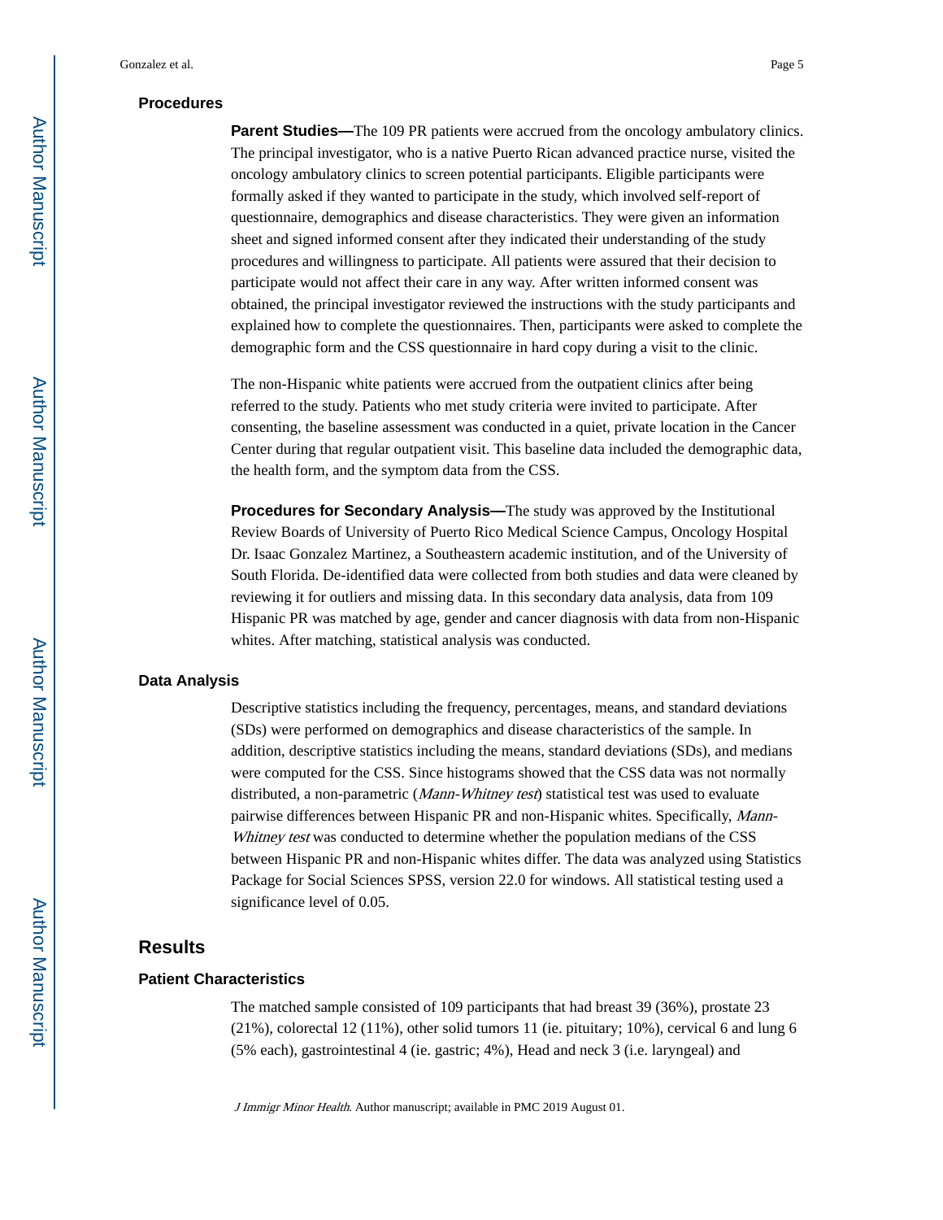### Procedures

**Parent Studies—**The 109 PR patients were accrued from the oncology ambulatory clinics. The principal investigator, who is a native Puerto Rican advanced practice nurse, visited the oncology ambulatory clinics to screen potential participants. Eligible participants were formally asked if they wanted to participate in the study, which involved self-report of questionnaire, demographics and disease characteristics. They were given an information sheet and signed informed consent after they indicated their understanding of the study procedures and willingness to participate. All patients were assured that their decision to participate would not affect their care in any way. After written informed consent was obtained, the principal investigator reviewed the instructions with the study participants and explained how to complete the questionnaires. Then, participants were asked to complete the demographic form and the CSS questionnaire in hard copy during a visit to the clinic.

The non-Hispanic white patients were accrued from the outpatient clinics after being referred to the study. Patients who met study criteria were invited to participate. After consenting, the baseline assessment was conducted in a quiet, private location in the Cancer Center during that regular outpatient visit. This baseline data included the demographic data, the health form, and the symptom data from the CSS.

**Procedures for Secondary Analysis—**The study was approved by the Institutional Review Boards of University of Puerto Rico Medical Science Campus, Oncology Hospital Dr. Isaac Gonzalez Martinez, a Southeastern academic institution, and of the University of South Florida. De-identified data were collected from both studies and data were cleaned by reviewing it for outliers and missing data. In this secondary data analysis, data from 109 Hispanic PR was matched by age, gender and cancer diagnosis with data from non-Hispanic whites. After matching, statistical analysis was conducted.

### Data Analysis

Descriptive statistics including the frequency, percentages, means, and standard deviations (SDs) were performed on demographics and disease characteristics of the sample. In addition, descriptive statistics including the means, standard deviations (SDs), and medians were computed for the CSS. Since histograms showed that the CSS data was not normally distributed, a non-parametric (*Mann-Whitney test*) statistical test was used to evaluate pairwise differences between Hispanic PR and non-Hispanic whites. Specifically, *Mann-Whitney test* was conducted to determine whether the population medians of the CSS between Hispanic PR and non-Hispanic whites differ. The data was analyzed using Statistics Package for Social Sciences SPSS, version 22.0 for windows. All statistical testing used a significance level of 0.05.

## Results

### Patient Characteristics

The matched sample consisted of 109 participants that had breast 39 (36%), prostate 23 (21%), colorectal 12 (11%), other solid tumors 11 (ie. pituitary; 10%), cervical 6 and lung 6 (5% each), gastrointestinal 4 (ie. gastric; 4%), Head and neck 3 (i.e. laryngeal) and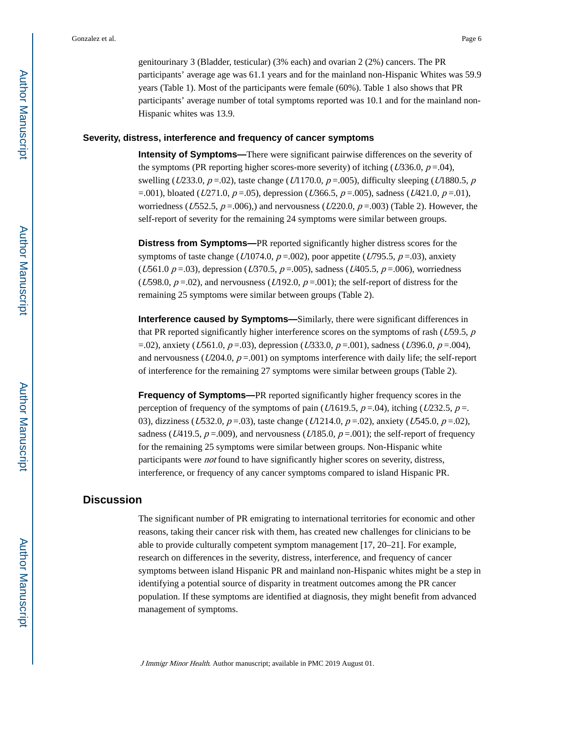genitourinary 3 (Bladder, testicular) (3% each) and ovarian 2 (2%) cancers. The PR participants' average age was 61.1 years and for the mainland non-Hispanic Whites was 59.9 years (Table 1). Most of the participants were female (60%). Table 1 also shows that PR participants' average number of total symptoms reported was 10.1 and for the mainland non-Hispanic whites was 13.9.

### Severity, distress, interference and frequency of cancer symptoms

**Intensity of Symptoms—**There were significant pairwise differences on the severity of the symptoms (PR reporting higher scores-more severity) of itching ($U$336.0, $p$ =.04), swelling ($U$233.0, $p$ =.02), taste change ($U$1170.0, $p$ =.005), difficulty sleeping ($U$1880.5, $p$ =.001), bloated ($U$271.0, $p$ =.05), depression ($U$366.5, $p$ =.005), sadness ($U$421.0, $p$ =.01), worriedness ($U$552.5, $p$ =.006),) and nervousness ($U$220.0, $p$ =.003) (Table 2). However, the self-report of severity for the remaining 24 symptoms were similar between groups.

**Distress from Symptoms—**PR reported significantly higher distress scores for the symptoms of taste change ($U$1074.0, $p$ =.002), poor appetite ($U$795.5, $p$ =.03), anxiety ($U$561.0 $p$ =.03), depression ($U$370.5, $p$ =.005), sadness ($U$405.5, $p$ =.006), worriedness ($U$598.0, $p$ =.02), and nervousness ($U$192.0, $p$ =.001); the self-report of distress for the remaining 25 symptoms were similar between groups (Table 2).

**Interference caused by Symptoms—**Similarly, there were significant differences in that PR reported significantly higher interference scores on the symptoms of rash ($U$59.5, $p$ =.02), anxiety ($U$561.0, $p$ =.03), depression ($U$333.0, $p$ =.001), sadness ($U$396.0, $p$ =.004), and nervousness ($U$204.0, $p$ =.001) on symptoms interference with daily life; the self-report of interference for the remaining 27 symptoms were similar between groups (Table 2).

**Frequency of Symptoms—**PR reported significantly higher frequency scores in the perception of frequency of the symptoms of pain ($U$1619.5, $p$ =.04), itching ($U$232.5, $p$ =.03), dizziness ($U$532.0, $p$ =.03), taste change ($U$1214.0, $p$ =.02), anxiety ($U$545.0, $p$ =.02), sadness ($U$419.5, $p$ =.009), and nervousness ($U$185.0, $p$ =.001); the self-report of frequency for the remaining 25 symptoms were similar between groups. Non-Hispanic white participants were *not* found to have significantly higher scores on severity, distress, interference, or frequency of any cancer symptoms compared to island Hispanic PR.

## Discussion

The significant number of PR emigrating to international territories for economic and other reasons, taking their cancer risk with them, has created new challenges for clinicians to be able to provide culturally competent symptom management [17, 20–21]. For example, research on differences in the severity, distress, interference, and frequency of cancer symptoms between island Hispanic PR and mainland non-Hispanic whites might be a step in identifying a potential source of disparity in treatment outcomes among the PR cancer population. If these symptoms are identified at diagnosis, they might benefit from advanced management of symptoms.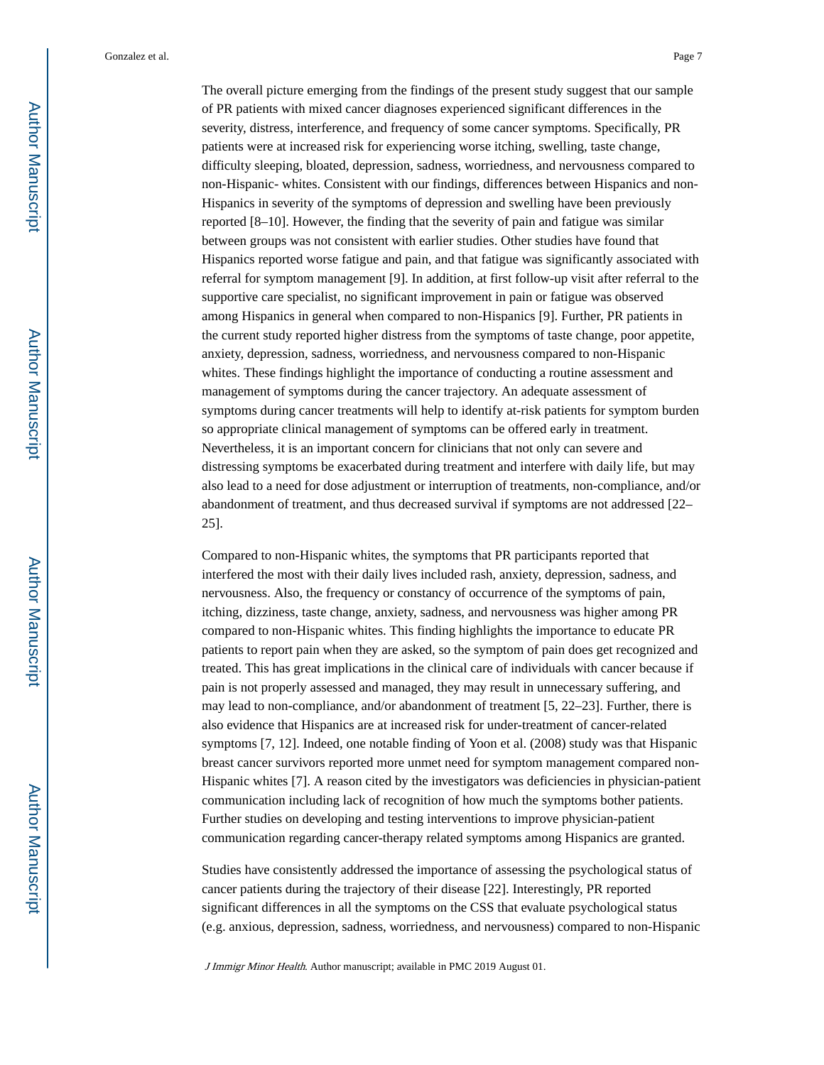The overall picture emerging from the findings of the present study suggest that our sample of PR patients with mixed cancer diagnoses experienced significant differences in the severity, distress, interference, and frequency of some cancer symptoms. Specifically, PR patients were at increased risk for experiencing worse itching, swelling, taste change, difficulty sleeping, bloated, depression, sadness, worriedness, and nervousness compared to non-Hispanic- whites. Consistent with our findings, differences between Hispanics and non-Hispanics in severity of the symptoms of depression and swelling have been previously reported [8–10]. However, the finding that the severity of pain and fatigue was similar between groups was not consistent with earlier studies. Other studies have found that Hispanics reported worse fatigue and pain, and that fatigue was significantly associated with referral for symptom management [9]. In addition, at first follow-up visit after referral to the supportive care specialist, no significant improvement in pain or fatigue was observed among Hispanics in general when compared to non-Hispanics [9]. Further, PR patients in the current study reported higher distress from the symptoms of taste change, poor appetite, anxiety, depression, sadness, worriedness, and nervousness compared to non-Hispanic whites. These findings highlight the importance of conducting a routine assessment and management of symptoms during the cancer trajectory. An adequate assessment of symptoms during cancer treatments will help to identify at-risk patients for symptom burden so appropriate clinical management of symptoms can be offered early in treatment. Nevertheless, it is an important concern for clinicians that not only can severe and distressing symptoms be exacerbated during treatment and interfere with daily life, but may also lead to a need for dose adjustment or interruption of treatments, non-compliance, and/or abandonment of treatment, and thus decreased survival if symptoms are not addressed [22–25].

Compared to non-Hispanic whites, the symptoms that PR participants reported that interfered the most with their daily lives included rash, anxiety, depression, sadness, and nervousness. Also, the frequency or constancy of occurrence of the symptoms of pain, itching, dizziness, taste change, anxiety, sadness, and nervousness was higher among PR compared to non-Hispanic whites. This finding highlights the importance to educate PR patients to report pain when they are asked, so the symptom of pain does get recognized and treated. This has great implications in the clinical care of individuals with cancer because if pain is not properly assessed and managed, they may result in unnecessary suffering, and may lead to non-compliance, and/or abandonment of treatment [5, 22–23]. Further, there is also evidence that Hispanics are at increased risk for under-treatment of cancer-related symptoms [7, 12]. Indeed, one notable finding of Yoon et al. (2008) study was that Hispanic breast cancer survivors reported more unmet need for symptom management compared non-Hispanic whites [7]. A reason cited by the investigators was deficiencies in physician-patient communication including lack of recognition of how much the symptoms bother patients. Further studies on developing and testing interventions to improve physician-patient communication regarding cancer-therapy related symptoms among Hispanics are granted.

Studies have consistently addressed the importance of assessing the psychological status of cancer patients during the trajectory of their disease [22]. Interestingly, PR reported significant differences in all the symptoms on the CSS that evaluate psychological status (e.g. anxious, depression, sadness, worriedness, and nervousness) compared to non-Hispanic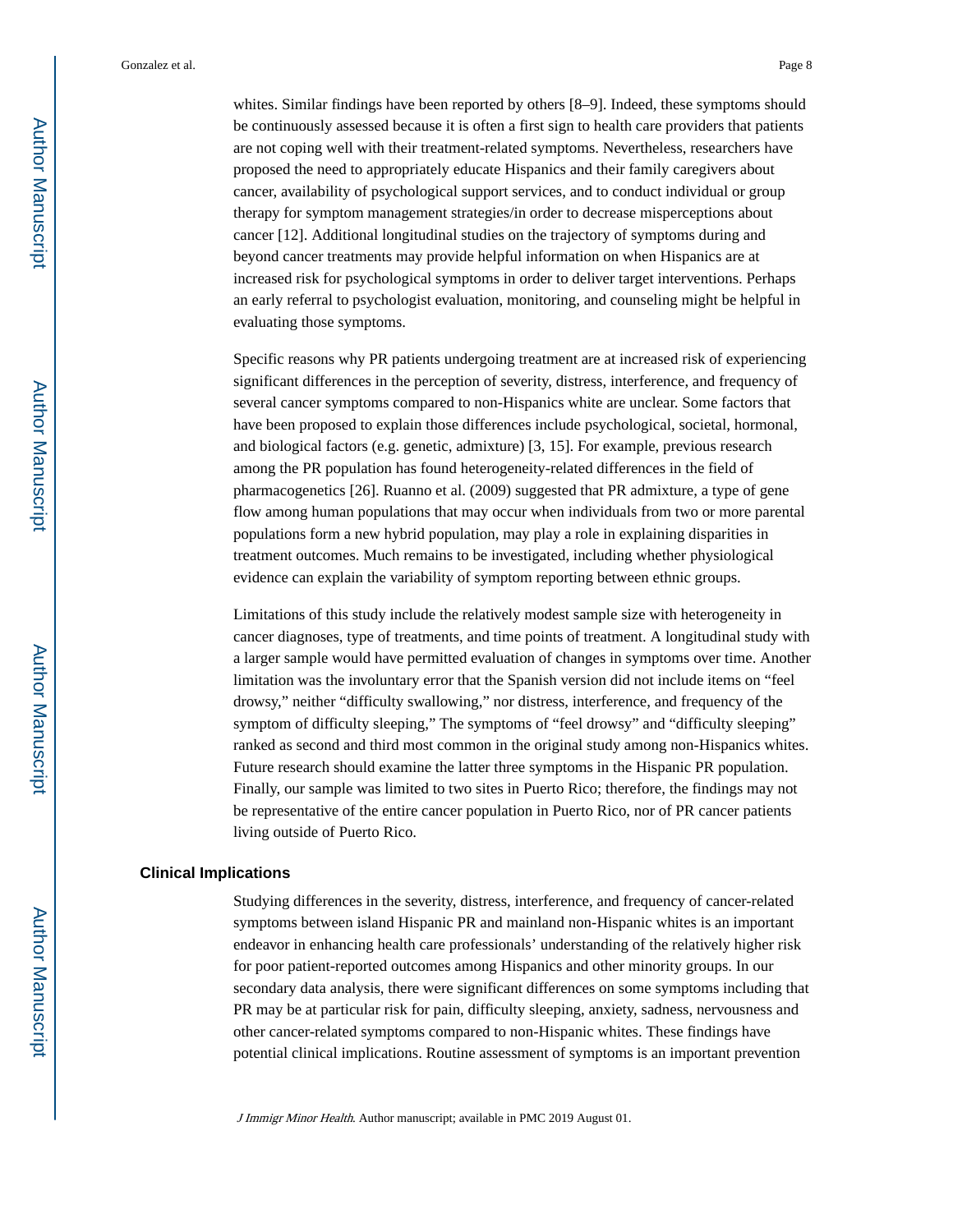whites. Similar findings have been reported by others [8–9]. Indeed, these symptoms should be continuously assessed because it is often a first sign to health care providers that patients are not coping well with their treatment-related symptoms. Nevertheless, researchers have proposed the need to appropriately educate Hispanics and their family caregivers about cancer, availability of psychological support services, and to conduct individual or group therapy for symptom management strategies/in order to decrease misperceptions about cancer [12]. Additional longitudinal studies on the trajectory of symptoms during and beyond cancer treatments may provide helpful information on when Hispanics are at increased risk for psychological symptoms in order to deliver target interventions. Perhaps an early referral to psychologist evaluation, monitoring, and counseling might be helpful in evaluating those symptoms.

Specific reasons why PR patients undergoing treatment are at increased risk of experiencing significant differences in the perception of severity, distress, interference, and frequency of several cancer symptoms compared to non-Hispanics white are unclear. Some factors that have been proposed to explain those differences include psychological, societal, hormonal, and biological factors (e.g. genetic, admixture) [3, 15]. For example, previous research among the PR population has found heterogeneity-related differences in the field of pharmacogenetics [26]. Ruanno et al. (2009) suggested that PR admixture, a type of gene flow among human populations that may occur when individuals from two or more parental populations form a new hybrid population, may play a role in explaining disparities in treatment outcomes. Much remains to be investigated, including whether physiological evidence can explain the variability of symptom reporting between ethnic groups.

Limitations of this study include the relatively modest sample size with heterogeneity in cancer diagnoses, type of treatments, and time points of treatment. A longitudinal study with a larger sample would have permitted evaluation of changes in symptoms over time. Another limitation was the involuntary error that the Spanish version did not include items on "feel drowsy," neither "difficulty swallowing," nor distress, interference, and frequency of the symptom of difficulty sleeping," The symptoms of "feel drowsy" and "difficulty sleeping" ranked as second and third most common in the original study among non-Hispanics whites. Future research should examine the latter three symptoms in the Hispanic PR population. Finally, our sample was limited to two sites in Puerto Rico; therefore, the findings may not be representative of the entire cancer population in Puerto Rico, nor of PR cancer patients living outside of Puerto Rico.

## Clinical Implications

Studying differences in the severity, distress, interference, and frequency of cancer-related symptoms between island Hispanic PR and mainland non-Hispanic whites is an important endeavor in enhancing health care professionals' understanding of the relatively higher risk for poor patient-reported outcomes among Hispanics and other minority groups. In our secondary data analysis, there were significant differences on some symptoms including that PR may be at particular risk for pain, difficulty sleeping, anxiety, sadness, nervousness and other cancer-related symptoms compared to non-Hispanic whites. These findings have potential clinical implications. Routine assessment of symptoms is an important prevention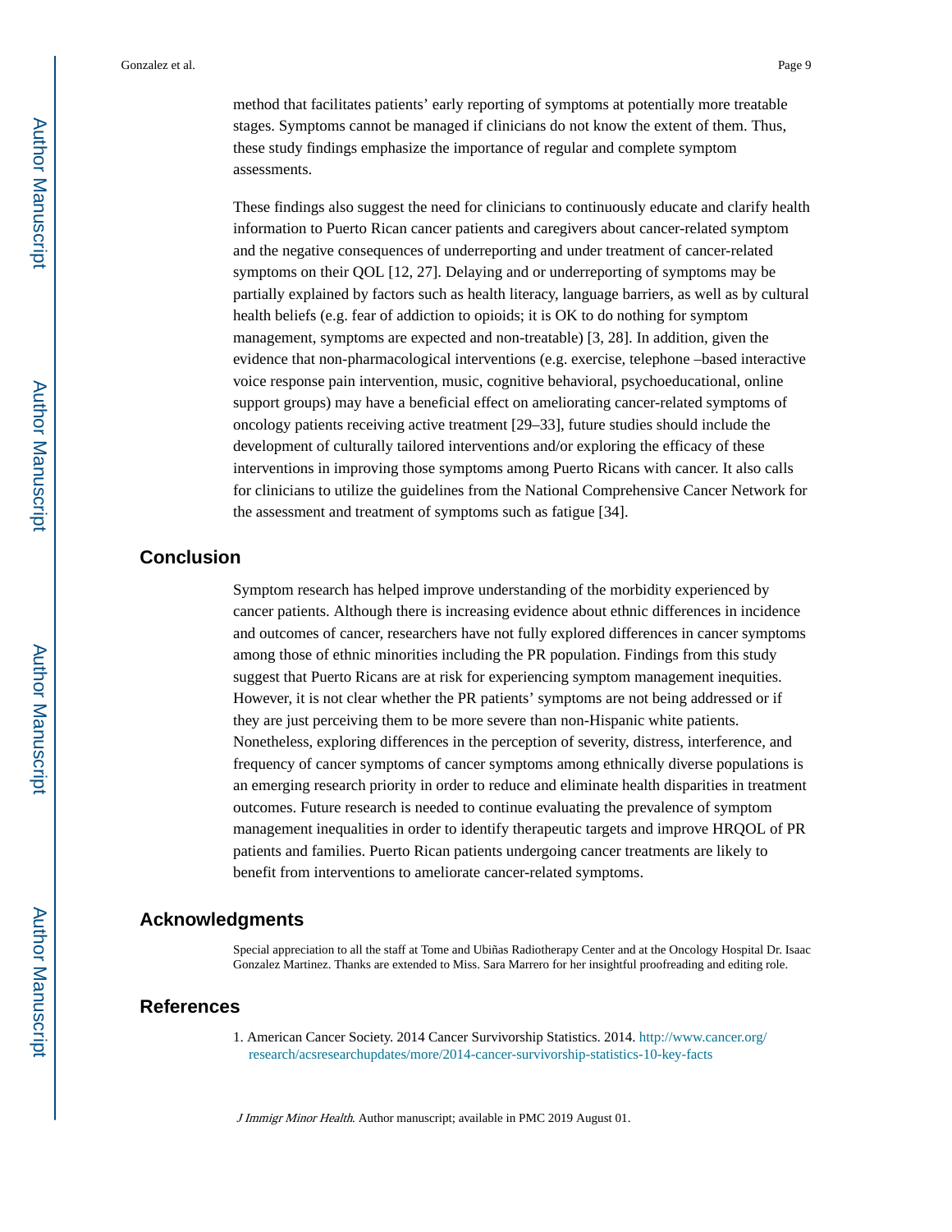method that facilitates patients' early reporting of symptoms at potentially more treatable stages. Symptoms cannot be managed if clinicians do not know the extent of them. Thus, these study findings emphasize the importance of regular and complete symptom assessments.

These findings also suggest the need for clinicians to continuously educate and clarify health information to Puerto Rican cancer patients and caregivers about cancer-related symptom and the negative consequences of underreporting and under treatment of cancer-related symptoms on their QOL [12, 27]. Delaying and or underreporting of symptoms may be partially explained by factors such as health literacy, language barriers, as well as by cultural health beliefs (e.g. fear of addiction to opioids; it is OK to do nothing for symptom management, symptoms are expected and non-treatable) [3, 28]. In addition, given the evidence that non-pharmacological interventions (e.g. exercise, telephone –based interactive voice response pain intervention, music, cognitive behavioral, psychoeducational, online support groups) may have a beneficial effect on ameliorating cancer-related symptoms of oncology patients receiving active treatment [29–33], future studies should include the development of culturally tailored interventions and/or exploring the efficacy of these interventions in improving those symptoms among Puerto Ricans with cancer. It also calls for clinicians to utilize the guidelines from the National Comprehensive Cancer Network for the assessment and treatment of symptoms such as fatigue [34].

## Conclusion

Symptom research has helped improve understanding of the morbidity experienced by cancer patients. Although there is increasing evidence about ethnic differences in incidence and outcomes of cancer, researchers have not fully explored differences in cancer symptoms among those of ethnic minorities including the PR population. Findings from this study suggest that Puerto Ricans are at risk for experiencing symptom management inequities. However, it is not clear whether the PR patients' symptoms are not being addressed or if they are just perceiving them to be more severe than non-Hispanic white patients. Nonetheless, exploring differences in the perception of severity, distress, interference, and frequency of cancer symptoms of cancer symptoms among ethnically diverse populations is an emerging research priority in order to reduce and eliminate health disparities in treatment outcomes. Future research is needed to continue evaluating the prevalence of symptom management inequalities in order to identify therapeutic targets and improve HRQOL of PR patients and families. Puerto Rican patients undergoing cancer treatments are likely to benefit from interventions to ameliorate cancer-related symptoms.

## Acknowledgments

Special appreciation to all the staff at Tome and Ubiñas Radiotherapy Center and at the Oncology Hospital Dr. Isaac Gonzalez Martinez. Thanks are extended to Miss. Sara Marrero for her insightful proofreading and editing role.

## References

1. American Cancer Society. 2014 Cancer Survivorship Statistics. 2014. http://www.cancer.org/research/acsresearchupdates/more/2014-cancer-survivorship-statistics-10-key-facts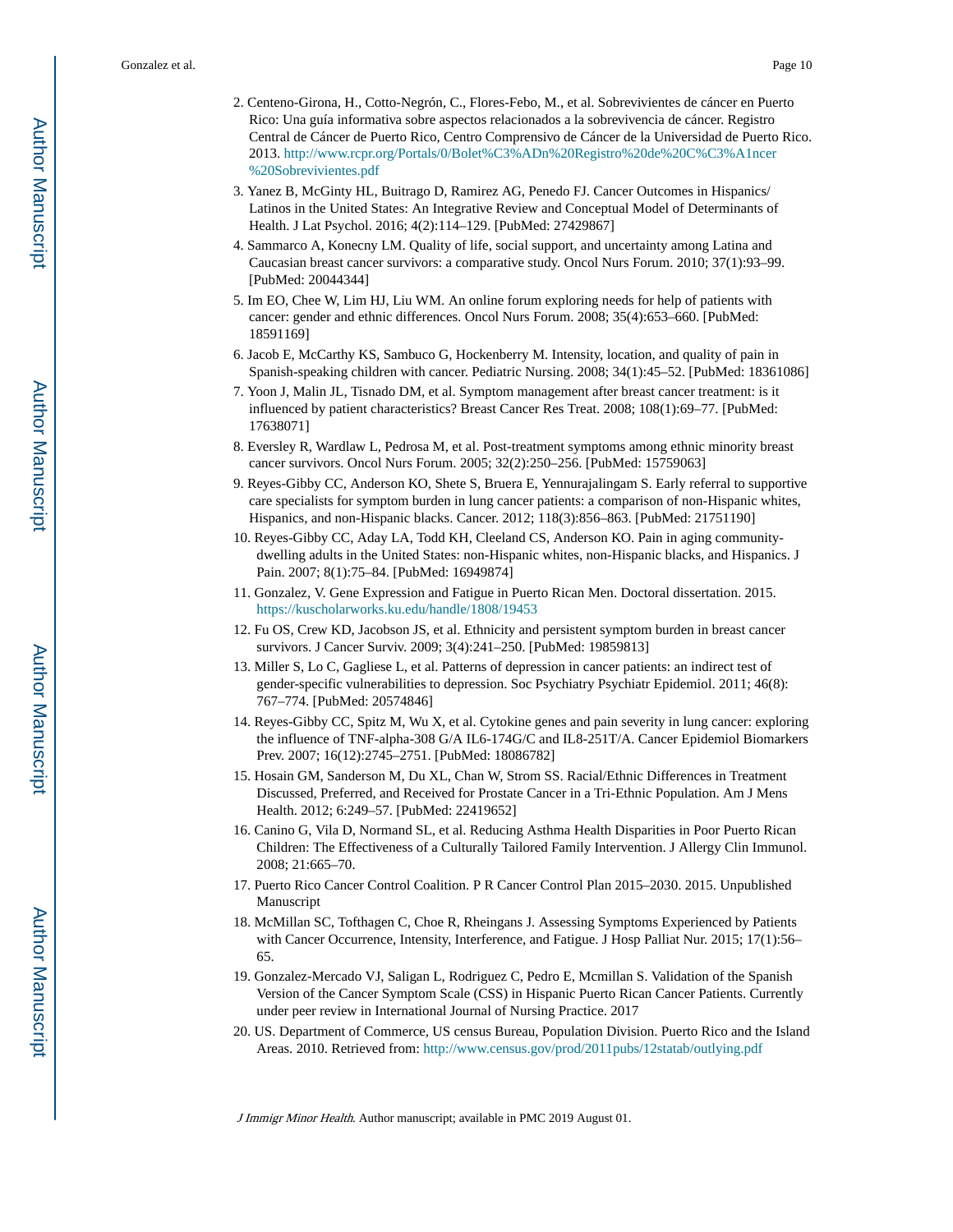2. Centeno-Girona, H., Cotto-Negrón, C., Flores-Febo, M., et al. Sobrevivientes de cáncer en Puerto Rico: Una guía informativa sobre aspectos relacionados a la sobrevivencia de cáncer. Registro Central de Cáncer de Puerto Rico, Centro Comprensivo de Cáncer de la Universidad de Puerto Rico. 2013. http://www.rcpr.org/Portals/0/Bolet%C3%ADn%20Registro%20de%20C%C3%A1ncer%20Sobrevivientes.pdf
3. Yanez B, McGinty HL, Buitrago D, Ramirez AG, Penedo FJ. Cancer Outcomes in Hispanics/ Latinos in the United States: An Integrative Review and Conceptual Model of Determinants of Health. J Lat Psychol. 2016; 4(2):114–129. [PubMed: 27429867]
4. Sammarco A, Konecny LM. Quality of life, social support, and uncertainty among Latina and Caucasian breast cancer survivors: a comparative study. Oncol Nurs Forum. 2010; 37(1):93–99. [PubMed: 20044344]
5. Im EO, Chee W, Lim HJ, Liu WM. An online forum exploring needs for help of patients with cancer: gender and ethnic differences. Oncol Nurs Forum. 2008; 35(4):653–660. [PubMed: 18591169]
6. Jacob E, McCarthy KS, Sambuco G, Hockenberry M. Intensity, location, and quality of pain in Spanish-speaking children with cancer. Pediatric Nursing. 2008; 34(1):45–52. [PubMed: 18361086]
7. Yoon J, Malin JL, Tisnado DM, et al. Symptom management after breast cancer treatment: is it influenced by patient characteristics? Breast Cancer Res Treat. 2008; 108(1):69–77. [PubMed: 17638071]
8. Eversley R, Wardlaw L, Pedrosa M, et al. Post-treatment symptoms among ethnic minority breast cancer survivors. Oncol Nurs Forum. 2005; 32(2):250–256. [PubMed: 15759063]
9. Reyes-Gibby CC, Anderson KO, Shete S, Bruera E, Yennurajalingam S. Early referral to supportive care specialists for symptom burden in lung cancer patients: a comparison of non-Hispanic whites, Hispanics, and non-Hispanic blacks. Cancer. 2012; 118(3):856–863. [PubMed: 21751190]
10. Reyes-Gibby CC, Aday LA, Todd KH, Cleeland CS, Anderson KO. Pain in aging community-dwelling adults in the United States: non-Hispanic whites, non-Hispanic blacks, and Hispanics. J Pain. 2007; 8(1):75–84. [PubMed: 16949874]
11. Gonzalez, V. Gene Expression and Fatigue in Puerto Rican Men. Doctoral dissertation. 2015. https://kuscholarworks.ku.edu/handle/1808/19453
12. Fu OS, Crew KD, Jacobson JS, et al. Ethnicity and persistent symptom burden in breast cancer survivors. J Cancer Surviv. 2009; 3(4):241–250. [PubMed: 19859813]
13. Miller S, Lo C, Gagliese L, et al. Patterns of depression in cancer patients: an indirect test of gender-specific vulnerabilities to depression. Soc Psychiatry Psychiatr Epidemiol. 2011; 46(8): 767–774. [PubMed: 20574846]
14. Reyes-Gibby CC, Spitz M, Wu X, et al. Cytokine genes and pain severity in lung cancer: exploring the influence of TNF-alpha-308 G/A IL6-174G/C and IL8-251T/A. Cancer Epidemiol Biomarkers Prev. 2007; 16(12):2745–2751. [PubMed: 18086782]
15. Hosain GM, Sanderson M, Du XL, Chan W, Strom SS. Racial/Ethnic Differences in Treatment Discussed, Preferred, and Received for Prostate Cancer in a Tri-Ethnic Population. Am J Mens Health. 2012; 6:249–57. [PubMed: 22419652]
16. Canino G, Vila D, Normand SL, et al. Reducing Asthma Health Disparities in Poor Puerto Rican Children: The Effectiveness of a Culturally Tailored Family Intervention. J Allergy Clin Immunol. 2008; 21:665–70.
17. Puerto Rico Cancer Control Coalition. P R Cancer Control Plan 2015–2030. 2015. Unpublished Manuscript
18. McMillan SC, Tofthagen C, Choe R, Rheingans J. Assessing Symptoms Experienced by Patients with Cancer Occurrence, Intensity, Interference, and Fatigue. J Hosp Palliat Nur. 2015; 17(1):56–65.
19. Gonzalez-Mercado VJ, Saligan L, Rodriguez C, Pedro E, Mcmillan S. Validation of the Spanish Version of the Cancer Symptom Scale (CSS) in Hispanic Puerto Rican Cancer Patients. Currently under peer review in International Journal of Nursing Practice. 2017
20. US. Department of Commerce, US census Bureau, Population Division. Puerto Rico and the Island Areas. 2010. Retrieved from: http://www.census.gov/prod/2011pubs/12statab/outlying.pdf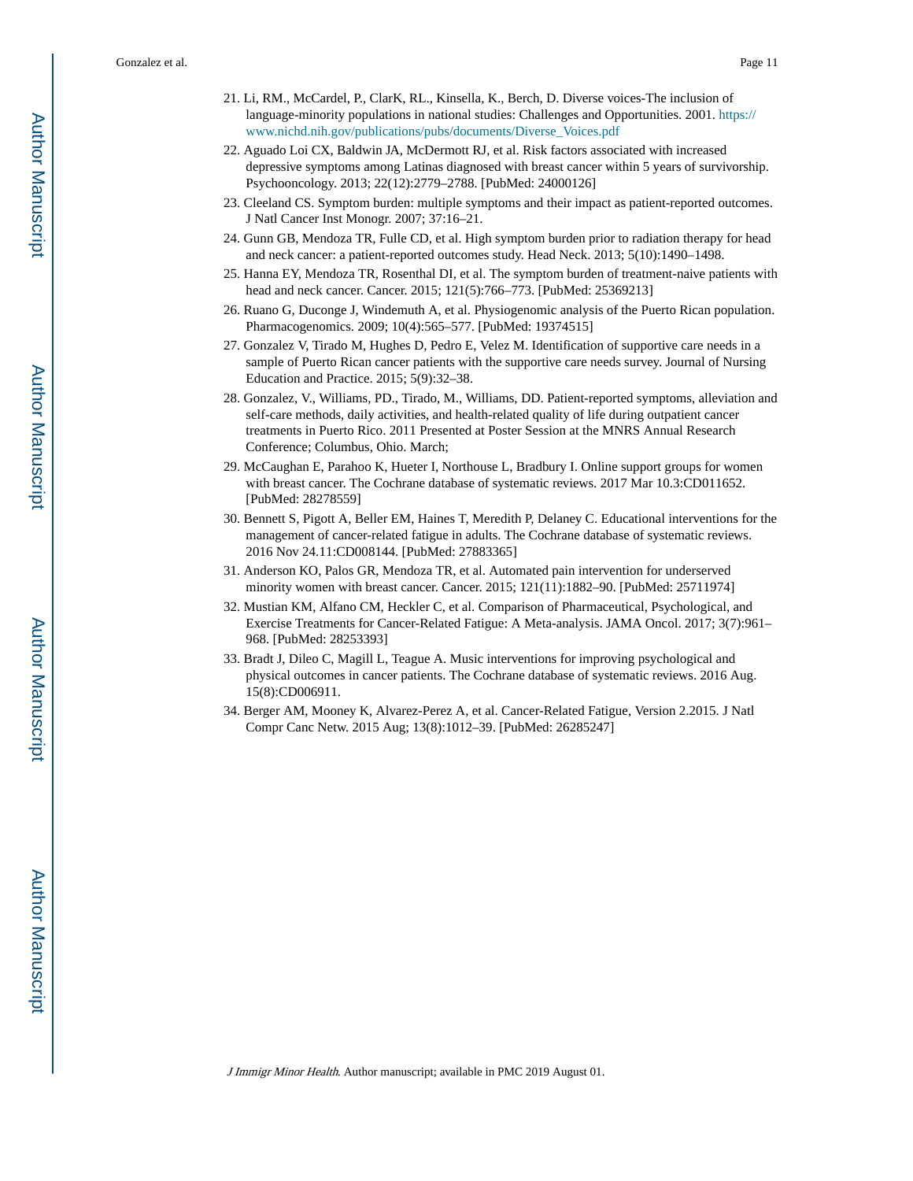21. Li, RM., McCardel, P., ClarK, RL., Kinsella, K., Berch, D. Diverse voices-The inclusion of language-minority populations in national studies: Challenges and Opportunities. 2001. https://www.nichd.nih.gov/publications/pubs/documents/Diverse_Voices.pdf
22. Aguado Loi CX, Baldwin JA, McDermott RJ, et al. Risk factors associated with increased depressive symptoms among Latinas diagnosed with breast cancer within 5 years of survivorship. Psychooncology. 2013; 22(12):2779–2788. [PubMed: 24000126]
23. Cleeland CS. Symptom burden: multiple symptoms and their impact as patient-reported outcomes. J Natl Cancer Inst Monogr. 2007; 37:16–21.
24. Gunn GB, Mendoza TR, Fulle CD, et al. High symptom burden prior to radiation therapy for head and neck cancer: a patient-reported outcomes study. Head Neck. 2013; 5(10):1490–1498.
25. Hanna EY, Mendoza TR, Rosenthal DI, et al. The symptom burden of treatment-naive patients with head and neck cancer. Cancer. 2015; 121(5):766–773. [PubMed: 25369213]
26. Ruano G, Duconge J, Windemuth A, et al. Physiogenomic analysis of the Puerto Rican population. Pharmacogenomics. 2009; 10(4):565–577. [PubMed: 19374515]
27. Gonzalez V, Tirado M, Hughes D, Pedro E, Velez M. Identification of supportive care needs in a sample of Puerto Rican cancer patients with the supportive care needs survey. Journal of Nursing Education and Practice. 2015; 5(9):32–38.
28. Gonzalez, V., Williams, PD., Tirado, M., Williams, DD. Patient-reported symptoms, alleviation and self-care methods, daily activities, and health-related quality of life during outpatient cancer treatments in Puerto Rico. 2011 Presented at Poster Session at the MNRS Annual Research Conference; Columbus, Ohio. March;
29. McCaughan E, Parahoo K, Hueter I, Northouse L, Bradbury I. Online support groups for women with breast cancer. The Cochrane database of systematic reviews. 2017 Mar 10.3:CD011652. [PubMed: 28278559]
30. Bennett S, Pigott A, Beller EM, Haines T, Meredith P, Delaney C. Educational interventions for the management of cancer-related fatigue in adults. The Cochrane database of systematic reviews. 2016 Nov 24.11:CD008144. [PubMed: 27883365]
31. Anderson KO, Palos GR, Mendoza TR, et al. Automated pain intervention for underserved minority women with breast cancer. Cancer. 2015; 121(11):1882–90. [PubMed: 25711974]
32. Mustian KM, Alfano CM, Heckler C, et al. Comparison of Pharmaceutical, Psychological, and Exercise Treatments for Cancer-Related Fatigue: A Meta-analysis. JAMA Oncol. 2017; 3(7):961–968. [PubMed: 28253393]
33. Bradt J, Dileo C, Magill L, Teague A. Music interventions for improving psychological and physical outcomes in cancer patients. The Cochrane database of systematic reviews. 2016 Aug. 15(8):CD006911.
34. Berger AM, Mooney K, Alvarez-Perez A, et al. Cancer-Related Fatigue, Version 2.2015. J Natl Compr Canc Netw. 2015 Aug; 13(8):1012–39. [PubMed: 26285247]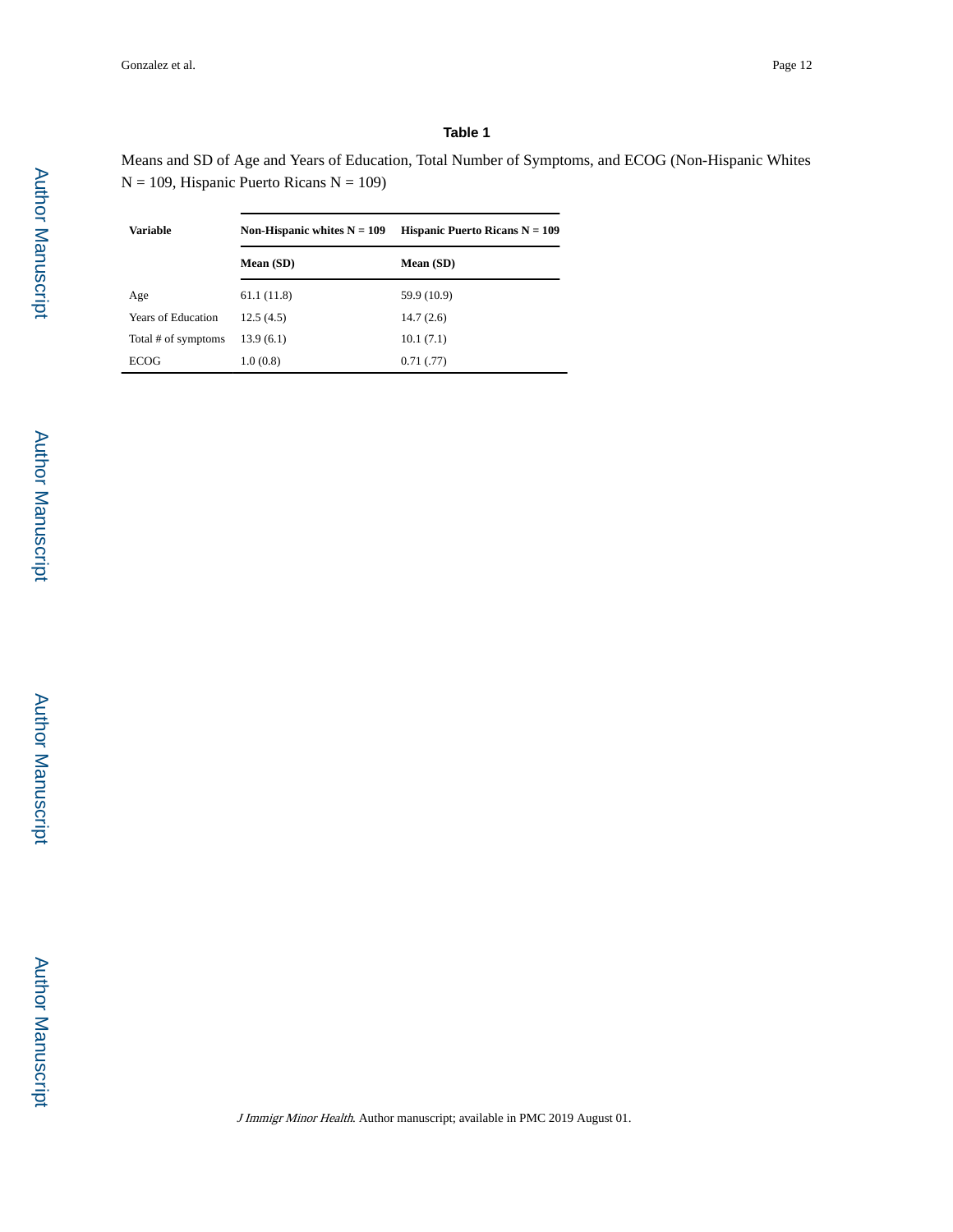### Table 1

Means and SD of Age and Years of Education, Total Number of Symptoms, and ECOG (Non-Hispanic Whites N = 109, Hispanic Puerto Ricans N = 109)

| Variable | Non-Hispanic whites N = 109 | Hispanic Puerto Ricans N = 109 |
|---|---|---|
| | Mean (SD) | Mean (SD) |
| Age | 61.1 (11.8) | 59.9 (10.9) |
| Years of Education | 12.5 (4.5) | 14.7 (2.6) |
| Total # of symptoms | 13.9 (6.1) | 10.1 (7.1) |
| ECOG | 1.0 (0.8) | 0.71 (.77) |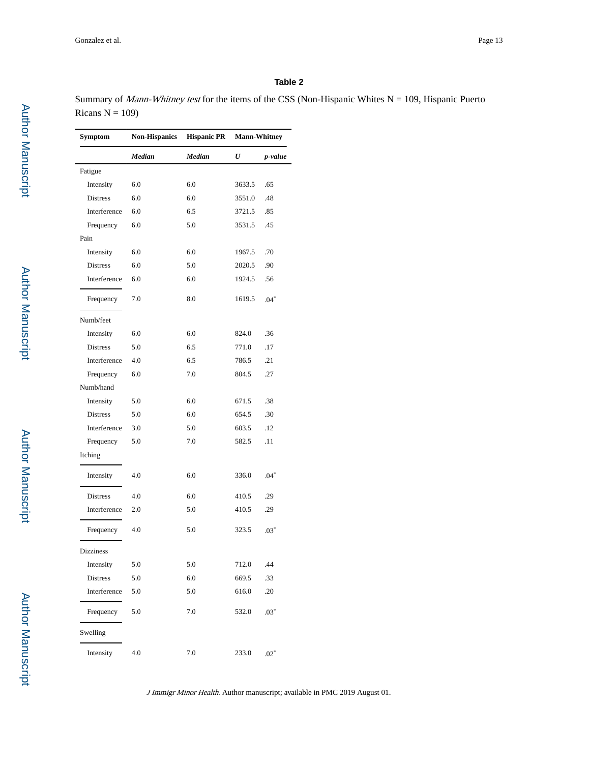**Table 2**

Summary of *Mann-Whitney test* for the items of the CSS (Non-Hispanic Whites N = 109, Hispanic Puerto Ricans N = 109)

| Symptom | Non-Hispanics | Hispanic PR | Mann-Whitney | |
|---|---|---|---|---|
| | ***Median*** | ***Median*** | ***U*** | ***p-value*** |
| Fatigue | | | | |
| Intensity | 6.0 | 6.0 | 3633.5 | .65 |
| Distress | 6.0 | 6.0 | 3551.0 | .48 |
| Interference | 6.0 | 6.5 | 3721.5 | .85 |
| Frequency | 6.0 | 5.0 | 3531.5 | .45 |
| Pain | | | | |
| Intensity | 6.0 | 6.0 | 1967.5 | .70 |
| Distress | 6.0 | 5.0 | 2020.5 | .90 |
| Interference | 6.0 | 6.0 | 1924.5 | .56 |
| Frequency | 7.0 | 8.0 | 1619.5 | .04* |
| Numb/feet | | | | |
| Intensity | 6.0 | 6.0 | 824.0 | .36 |
| Distress | 5.0 | 6.5 | 771.0 | .17 |
| Interference | 4.0 | 6.5 | 786.5 | .21 |
| Frequency | 6.0 | 7.0 | 804.5 | .27 |
| Numb/hand | | | | |
| Intensity | 5.0 | 6.0 | 671.5 | .38 |
| Distress | 5.0 | 6.0 | 654.5 | .30 |
| Interference | 3.0 | 5.0 | 603.5 | .12 |
| Frequency | 5.0 | 7.0 | 582.5 | .11 |
| Itching | | | | |
| Intensity | 4.0 | 6.0 | 336.0 | .04* |
| Distress | 4.0 | 6.0 | 410.5 | .29 |
| Interference | 2.0 | 5.0 | 410.5 | .29 |
| Frequency | 4.0 | 5.0 | 323.5 | .03* |
| Dizziness | | | | |
| Intensity | 5.0 | 5.0 | 712.0 | .44 |
| Distress | 5.0 | 6.0 | 669.5 | .33 |
| Interference | 5.0 | 5.0 | 616.0 | .20 |
| Frequency | 5.0 | 7.0 | 532.0 | .03* |
| Swelling | | | | |
| Intensity | 4.0 | 7.0 | 233.0 | .02* |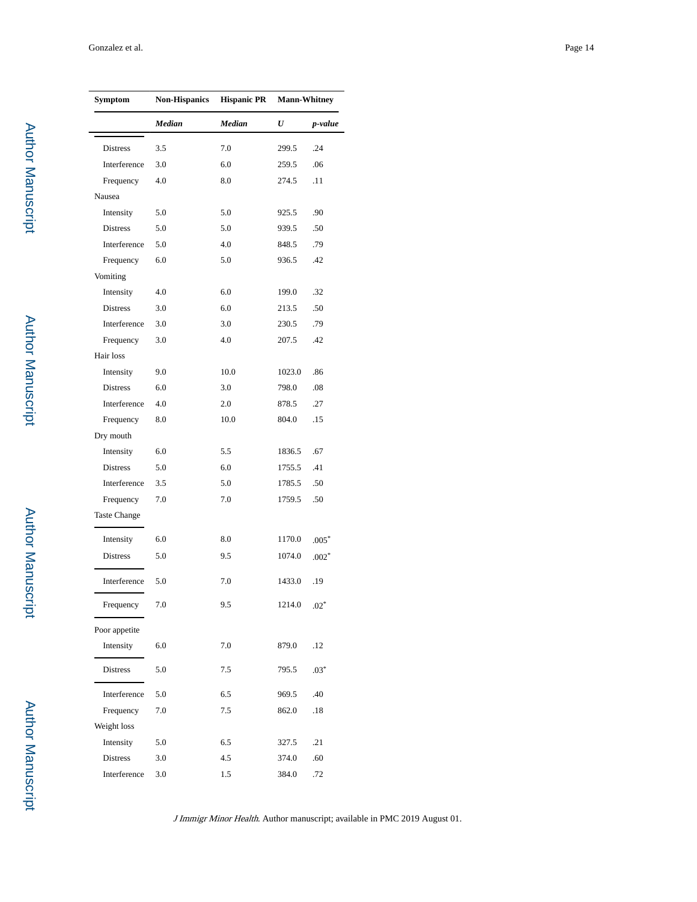| Symptom | Non-Hispanics | Hispanic PR | Mann-Whitney | |
|---|---|---|---|---|
| | *Median* | *Median* | *U* | *p-value* |
| Distress | 3.5 | 7.0 | 299.5 | .24 |
| Interference | 3.0 | 6.0 | 259.5 | .06 |
| Frequency | 4.0 | 8.0 | 274.5 | .11 |
| Nausea | | | | |
| Intensity | 5.0 | 5.0 | 925.5 | .90 |
| Distress | 5.0 | 5.0 | 939.5 | .50 |
| Interference | 5.0 | 4.0 | 848.5 | .79 |
| Frequency | 6.0 | 5.0 | 936.5 | .42 |
| Vomiting | | | | |
| Intensity | 4.0 | 6.0 | 199.0 | .32 |
| Distress | 3.0 | 6.0 | 213.5 | .50 |
| Interference | 3.0 | 3.0 | 230.5 | .79 |
| Frequency | 3.0 | 4.0 | 207.5 | .42 |
| Hair loss | | | | |
| Intensity | 9.0 | 10.0 | 1023.0 | .86 |
| Distress | 6.0 | 3.0 | 798.0 | .08 |
| Interference | 4.0 | 2.0 | 878.5 | .27 |
| Frequency | 8.0 | 10.0 | 804.0 | .15 |
| Dry mouth | | | | |
| Intensity | 6.0 | 5.5 | 1836.5 | .67 |
| Distress | 5.0 | 6.0 | 1755.5 | .41 |
| Interference | 3.5 | 5.0 | 1785.5 | .50 |
| Frequency | 7.0 | 7.0 | 1759.5 | .50 |
| Taste Change | | | | |
| Intensity | 6.0 | 8.0 | 1170.0 | .005* |
| Distress | 5.0 | 9.5 | 1074.0 | .002* |
| Interference | 5.0 | 7.0 | 1433.0 | .19 |
| Frequency | 7.0 | 9.5 | 1214.0 | .02* |
| Poor appetite | | | | |
| Intensity | 6.0 | 7.0 | 879.0 | .12 |
| Distress | 5.0 | 7.5 | 795.5 | .03* |
| Interference | 5.0 | 6.5 | 969.5 | .40 |
| Frequency | 7.0 | 7.5 | 862.0 | .18 |
| Weight loss | | | | |
| Intensity | 5.0 | 6.5 | 327.5 | .21 |
| Distress | 3.0 | 4.5 | 374.0 | .60 |
| Interference | 3.0 | 1.5 | 384.0 | .72 |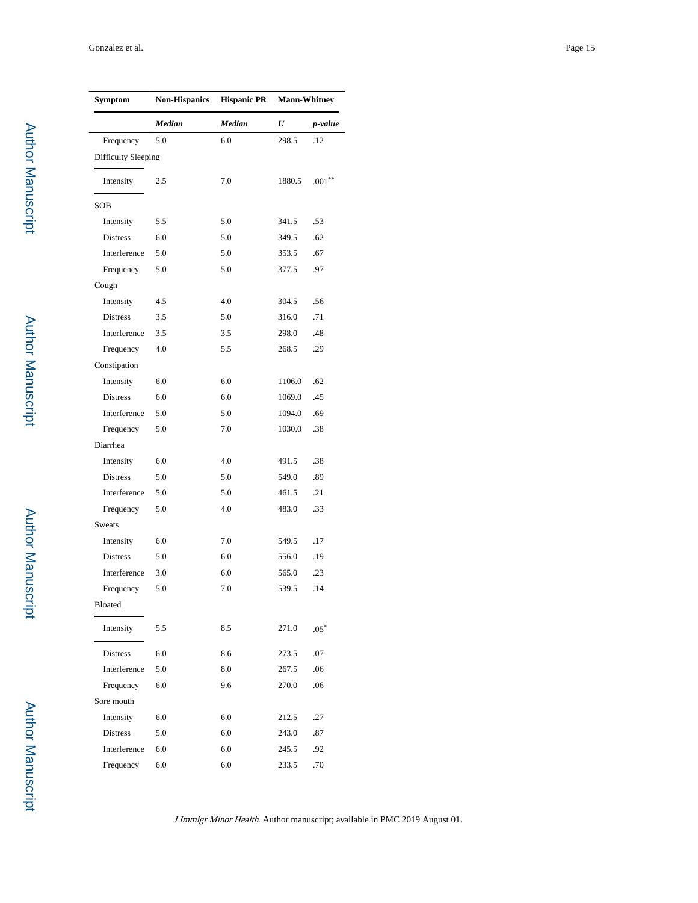| Symptom | Non-Hispanics | Hispanic PR | Mann-Whitney | |
|---|---|---|---|---|
| | *Median* | *Median* | *U* | *p-value* |
| Frequency | 5.0 | 6.0 | 298.5 | .12 |
| Difficulty Sleeping | | | | |
| Intensity | 2.5 | 7.0 | 1880.5 | .001** |
| SOB | | | | |
| Intensity | 5.5 | 5.0 | 341.5 | .53 |
| Distress | 6.0 | 5.0 | 349.5 | .62 |
| Interference | 5.0 | 5.0 | 353.5 | .67 |
| Frequency | 5.0 | 5.0 | 377.5 | .97 |
| Cough | | | | |
| Intensity | 4.5 | 4.0 | 304.5 | .56 |
| Distress | 3.5 | 5.0 | 316.0 | .71 |
| Interference | 3.5 | 3.5 | 298.0 | .48 |
| Frequency | 4.0 | 5.5 | 268.5 | .29 |
| Constipation | | | | |
| Intensity | 6.0 | 6.0 | 1106.0 | .62 |
| Distress | 6.0 | 6.0 | 1069.0 | .45 |
| Interference | 5.0 | 5.0 | 1094.0 | .69 |
| Frequency | 5.0 | 7.0 | 1030.0 | .38 |
| Diarrhea | | | | |
| Intensity | 6.0 | 4.0 | 491.5 | .38 |
| Distress | 5.0 | 5.0 | 549.0 | .89 |
| Interference | 5.0 | 5.0 | 461.5 | .21 |
| Frequency | 5.0 | 4.0 | 483.0 | .33 |
| Sweats | | | | |
| Intensity | 6.0 | 7.0 | 549.5 | .17 |
| Distress | 5.0 | 6.0 | 556.0 | .19 |
| Interference | 3.0 | 6.0 | 565.0 | .23 |
| Frequency | 5.0 | 7.0 | 539.5 | .14 |
| Bloated | | | | |
| Intensity | 5.5 | 8.5 | 271.0 | .05* |
| Distress | 6.0 | 8.6 | 273.5 | .07 |
| Interference | 5.0 | 8.0 | 267.5 | .06 |
| Frequency | 6.0 | 9.6 | 270.0 | .06 |
| Sore mouth | | | | |
| Intensity | 6.0 | 6.0 | 212.5 | .27 |
| Distress | 5.0 | 6.0 | 243.0 | .87 |
| Interference | 6.0 | 6.0 | 245.5 | .92 |
| Frequency | 6.0 | 6.0 | 233.5 | .70 |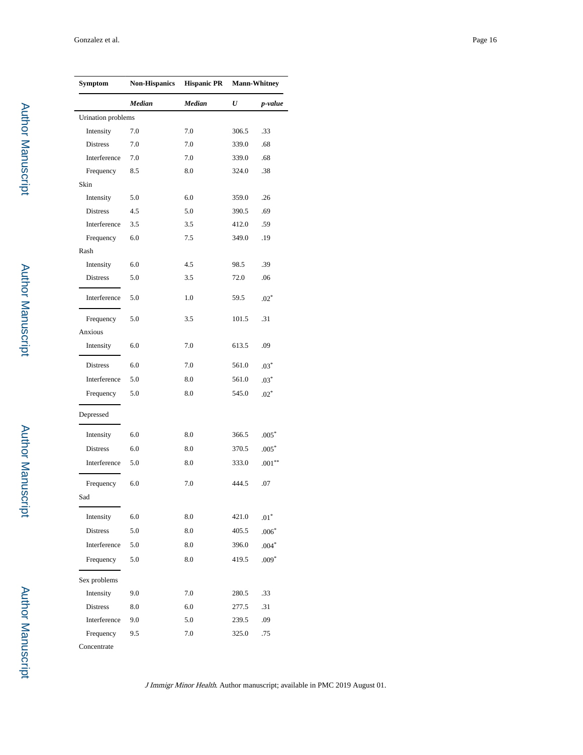| Symptom | Non-Hispanics | Hispanic PR | Mann-Whitney | |
|---|---|---|---|---|
| | *Median* | *Median* | *U* | *p-value* |
| Urination problems | | | | |
| Intensity | 7.0 | 7.0 | 306.5 | .33 |
| Distress | 7.0 | 7.0 | 339.0 | .68 |
| Interference | 7.0 | 7.0 | 339.0 | .68 |
| Frequency | 8.5 | 8.0 | 324.0 | .38 |
| Skin | | | | |
| Intensity | 5.0 | 6.0 | 359.0 | .26 |
| Distress | 4.5 | 5.0 | 390.5 | .69 |
| Interference | 3.5 | 3.5 | 412.0 | .59 |
| Frequency | 6.0 | 7.5 | 349.0 | .19 |
| Rash | | | | |
| Intensity | 6.0 | 4.5 | 98.5 | .39 |
| Distress | 5.0 | 3.5 | 72.0 | .06 |
| Interference | 5.0 | 1.0 | 59.5 | .02* |
| Frequency | 5.0 | 3.5 | 101.5 | .31 |
| Anxious | | | | |
| Intensity | 6.0 | 7.0 | 613.5 | .09 |
| Distress | 6.0 | 7.0 | 561.0 | .03* |
| Interference | 5.0 | 8.0 | 561.0 | .03* |
| Frequency | 5.0 | 8.0 | 545.0 | .02* |
| Depressed | | | | |
| Intensity | 6.0 | 8.0 | 366.5 | .005* |
| Distress | 6.0 | 8.0 | 370.5 | .005* |
| Interference | 5.0 | 8.0 | 333.0 | .001** |
| Frequency | 6.0 | 7.0 | 444.5 | .07 |
| Sad | | | | |
| Intensity | 6.0 | 8.0 | 421.0 | .01* |
| Distress | 5.0 | 8.0 | 405.5 | .006* |
| Interference | 5.0 | 8.0 | 396.0 | .004* |
| Frequency | 5.0 | 8.0 | 419.5 | .009* |
| Sex problems | | | | |
| Intensity | 9.0 | 7.0 | 280.5 | .33 |
| Distress | 8.0 | 6.0 | 277.5 | .31 |
| Interference | 9.0 | 5.0 | 239.5 | .09 |
| Frequency | 9.5 | 7.0 | 325.0 | .75 |
| Concentrate | | | | |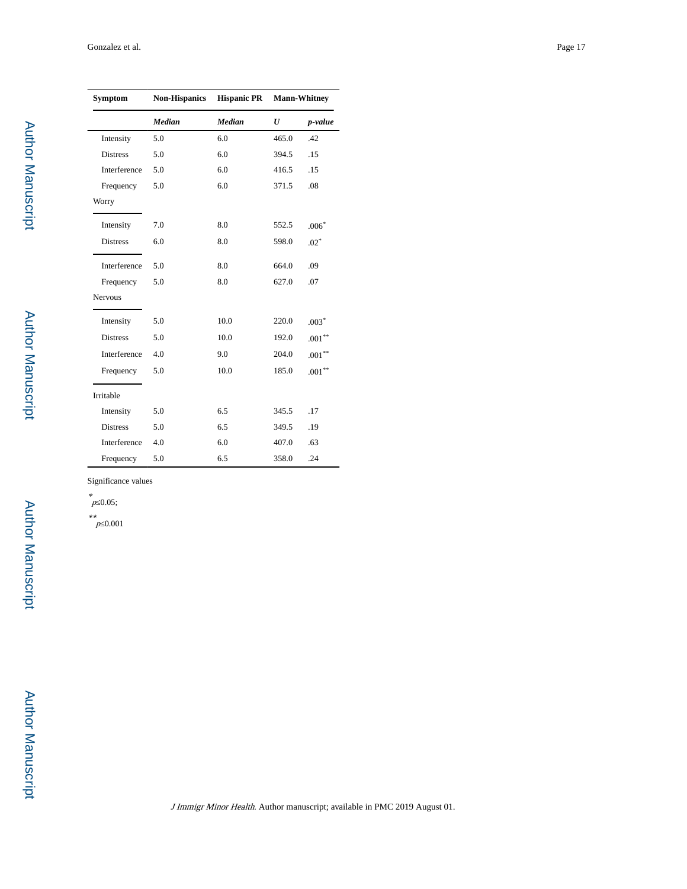| Symptom | Non-Hispanics | Hispanic PR | Mann-Whitney | |
|---|---|---|---|---|
| | *Median* | *Median* | *U* | *p-value* |
| Intensity | 5.0 | 6.0 | 465.0 | .42 |
| Distress | 5.0 | 6.0 | 394.5 | .15 |
| Interference | 5.0 | 6.0 | 416.5 | .15 |
| Frequency | 5.0 | 6.0 | 371.5 | .08 |
| Worry | | | | |
| Intensity | 7.0 | 8.0 | 552.5 | .006* |
| Distress | 6.0 | 8.0 | 598.0 | .02* |
| Interference | 5.0 | 8.0 | 664.0 | .09 |
| Frequency | 5.0 | 8.0 | 627.0 | .07 |
| Nervous | | | | |
| Intensity | 5.0 | 10.0 | 220.0 | .003* |
| Distress | 5.0 | 10.0 | 192.0 | .001** |
| Interference | 4.0 | 9.0 | 204.0 | .001** |
| Frequency | 5.0 | 10.0 | 185.0 | .001** |
| Irritable | | | | |
| Intensity | 5.0 | 6.5 | 345.5 | .17 |
| Distress | 5.0 | 6.5 | 349.5 | .19 |
| Interference | 4.0 | 6.0 | 407.0 | .63 |
| Frequency | 5.0 | 6.5 | 358.0 | .24 |

Significance values

\* $p \leq 0.05$;

\*\* $p \leq 0.001$